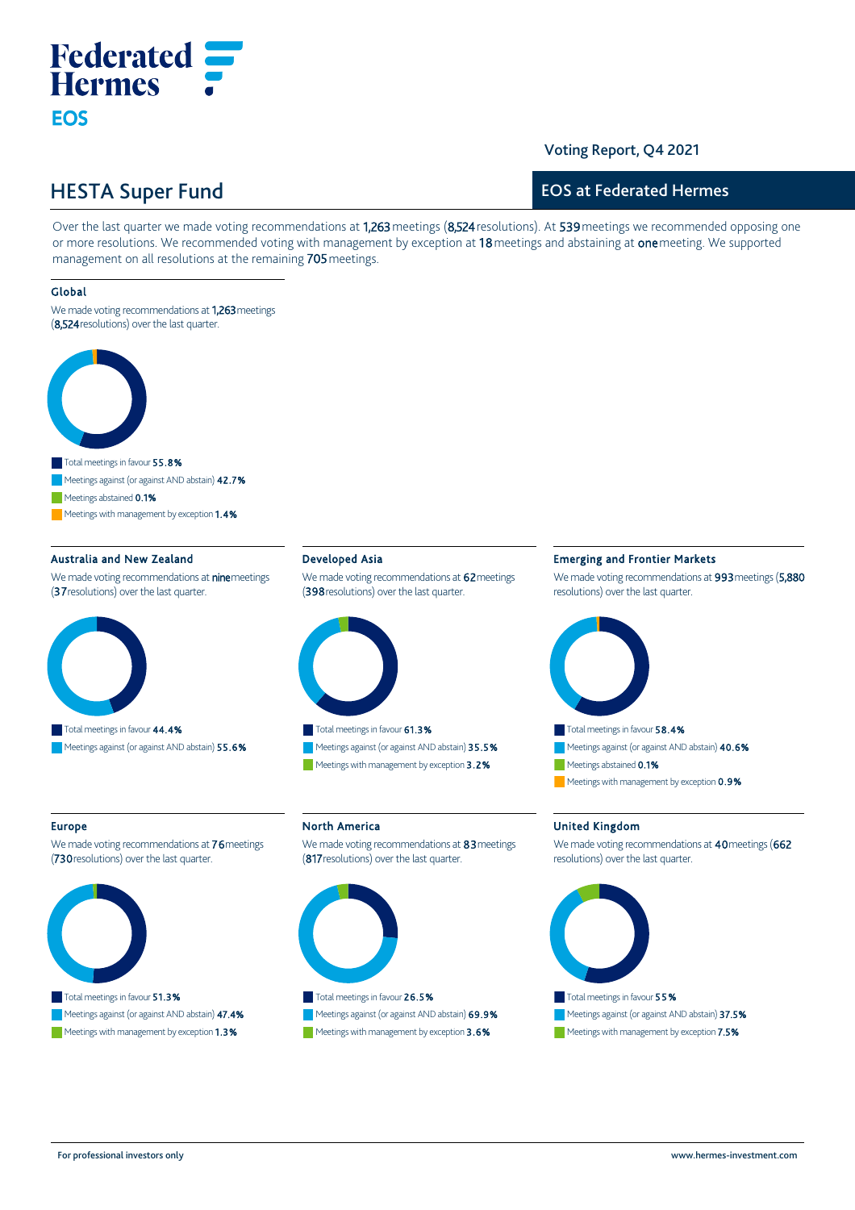Voting Report, Q4 2021

# HESTA Super Fund

EOS at Federated Hermes

Over the last quarter we made voting recommendations at 1,263 meetings (8,524 resolutions). At 539 meetings we recommended opposing one or more resolutions. We recommended voting with management by exception at 18 meetings and abstaining at one meeting. We supported management on all resolutions at the remaining 705 meetings.

## Global

We made voting recommendations at 1,263 meetings (8,524 resolutions) over the last quarter.

Total meetings in favour **55.8%**
Meetings against (or against AND abstain) **42.7%**
Meetings abstained **0.1%**
Meetings with management by exception **1.4%**

## Australia and New Zealand

We made voting recommendations at nine meetings (37 resolutions) over the last quarter.

Total meetings in favour **44.4%**
Meetings against (or against AND abstain) **55.6%**

## Developed Asia

We made voting recommendations at 62 meetings (398 resolutions) over the last quarter.

Total meetings in favour **61.3%**
Meetings against (or against AND abstain) **35.5%**
Meetings with management by exception **3.2%**

## Emerging and Frontier Markets

We made voting recommendations at 993 meetings (5,880 resolutions) over the last quarter.

Total meetings in favour **58.4%**
Meetings against (or against AND abstain) **40.6%**
Meetings abstained **0.1%**
Meetings with management by exception **0.9%**

## Europe

We made voting recommendations at 76 meetings (730 resolutions) over the last quarter.

Total meetings in favour **51.3%**
Meetings against (or against AND abstain) **47.4%**
Meetings with management by exception **1.3%**

## North America

We made voting recommendations at 83 meetings (817 resolutions) over the last quarter.

Total meetings in favour **26.5%**
Meetings against (or against AND abstain) **69.9%**
Meetings with management by exception **3.6%**

## United Kingdom

We made voting recommendations at 40 meetings (662 resolutions) over the last quarter.

Total meetings in favour **55%**
Meetings against (or against AND abstain) **37.5%**
Meetings with management by exception **7.5%**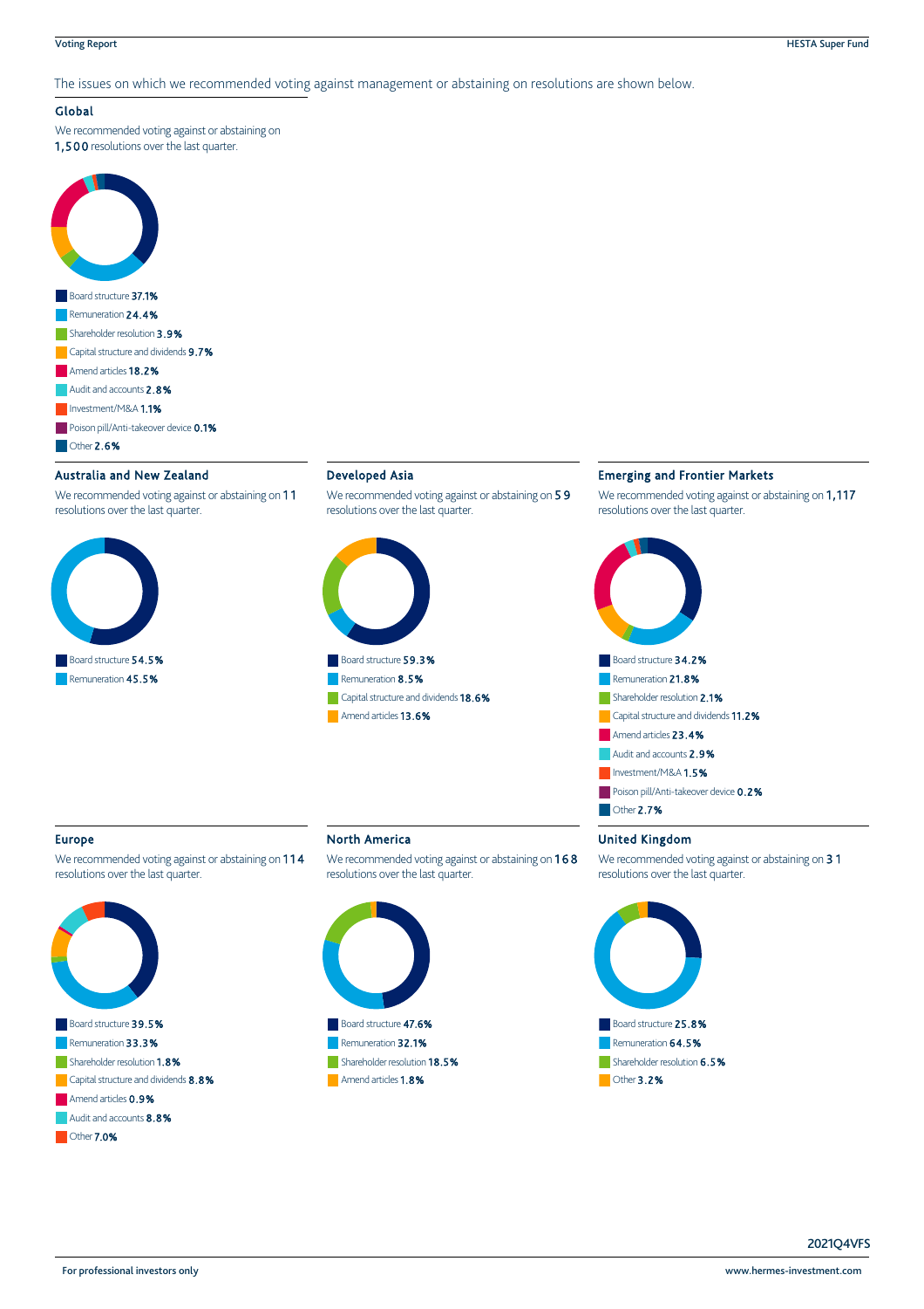The issues on which we recommended voting against management or abstaining on resolutions are shown below.

## Global

We recommended voting against or abstaining on **1,500** resolutions over the last quarter.

Board structure **37.1%**
Remuneration **24.4%**
Shareholder resolution **3.9%**
Capital structure and dividends **9.7%**
Amend articles **18.2%**
Audit and accounts **2.8%**
Investment/M&A **1.1%**
Poison pill/Anti-takeover device **0.1%**
Other **2.6%**

## Australia and New Zealand

We recommended voting against or abstaining on **11** resolutions over the last quarter.

Board structure **54.5%**
Remuneration **45.5%**

## Developed Asia

We recommended voting against or abstaining on **59** resolutions over the last quarter.

Board structure **59.3%**
Remuneration **8.5%**
Capital structure and dividends **18.6%**
Amend articles **13.6%**

## Emerging and Frontier Markets

We recommended voting against or abstaining on **1,117** resolutions over the last quarter.

Board structure **34.2%**
Remuneration **21.8%**
Shareholder resolution **2.1%**
Capital structure and dividends **11.2%**
Amend articles **23.4%**
Audit and accounts **2.9%**
Investment/M&A **1.5%**
Poison pill/Anti-takeover device **0.2%**
Other **2.7%**

## Europe

We recommended voting against or abstaining on **114** resolutions over the last quarter.

Board structure **39.5%**
Remuneration **33.3%**
Shareholder resolution **1.8%**
Capital structure and dividends **8.8%**
Amend articles **0.9%**
Audit and accounts **8.8%**
Other **7.0%**

## North America

We recommended voting against or abstaining on **168** resolutions over the last quarter.

Board structure **47.6%**
Remuneration **32.1%**
Shareholder resolution **18.5%**
Amend articles **1.8%**

## United Kingdom

We recommended voting against or abstaining on **31** resolutions over the last quarter.

Board structure **25.8%**
Remuneration **64.5%**
Shareholder resolution **6.5%**
Other **3.2%**

2021Q4VFS